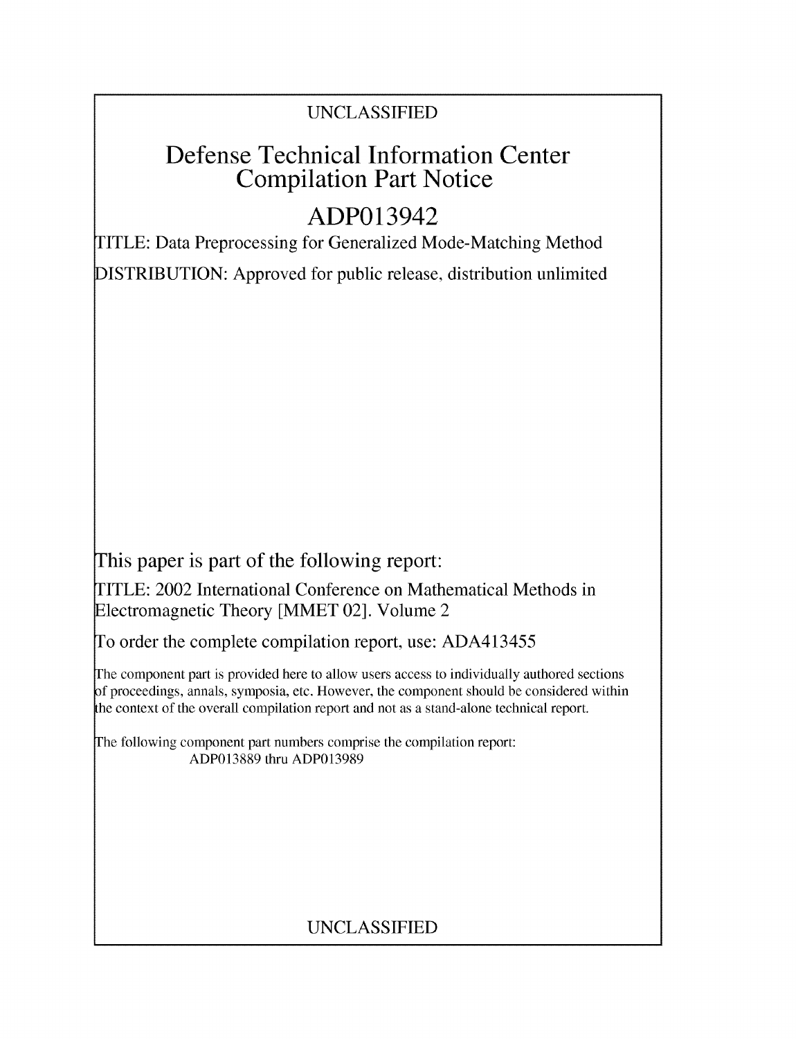UNCLASSIFIED

# Defense Technical Information Center Compilation Part Notice

## ADP013942

TITLE: Data Preprocessing for Generalized Mode-Matching Method

DISTRIBUTION: Approved for public release, distribution unlimited

This paper is part of the following report:

TITLE: 2002 International Conference on Mathematical Methods in Electromagnetic Theory [MMET 02]. Volume 2

To order the complete compilation report, use: ADA413455

The component part is provided here to allow users access to individually authored sections of proceedings, annals, symposia, etc. However, the component should be considered within the context of the overall compilation report and not as a stand-alone technical report.

The following component part numbers comprise the compilation report:
ADP013889 thru ADP013989

UNCLASSIFIED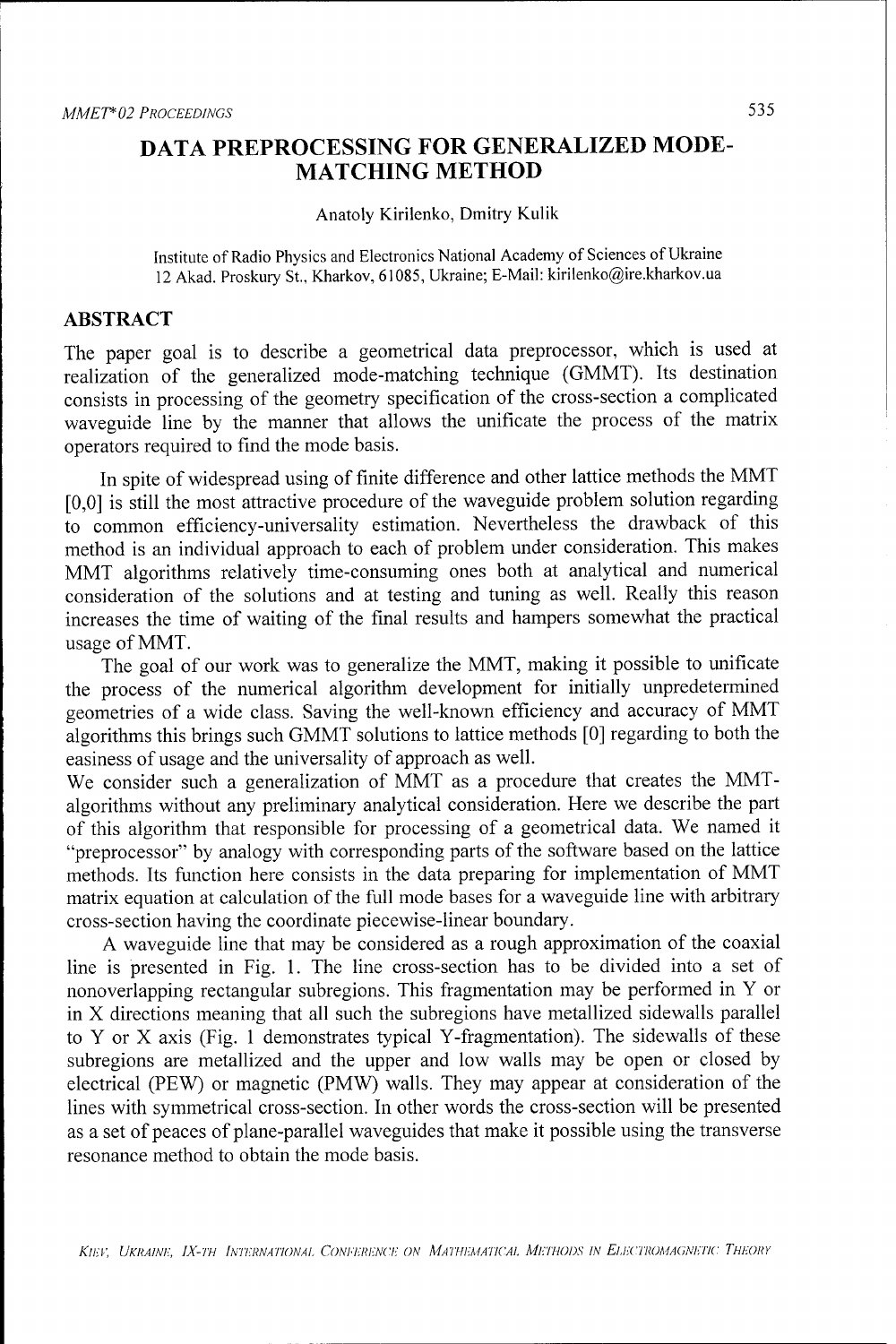# DATA PREPROCESSING FOR GENERALIZED MODE-MATCHING METHOD

Anatoly Kirilenko, Dmitry Kulik

Institute of Radio Physics and Electronics National Academy of Sciences of Ukraine
12 Akad. Proskury St., Kharkov, 61085, Ukraine; E-Mail: kirilenko@ire.kharkov.ua

## ABSTRACT

The paper goal is to describe a geometrical data preprocessor, which is used at realization of the generalized mode-matching technique (GMMT). Its destination consists in processing of the geometry specification of the cross-section a complicated waveguide line by the manner that allows the unificate the process of the matrix operators required to find the mode basis.

In spite of widespread using of finite difference and other lattice methods the MMT [0,0] is still the most attractive procedure of the waveguide problem solution regarding to common efficiency-universality estimation. Nevertheless the drawback of this method is an individual approach to each of problem under consideration. This makes MMT algorithms relatively time-consuming ones both at analytical and numerical consideration of the solutions and at testing and tuning as well. Really this reason increases the time of waiting of the final results and hampers somewhat the practical usage of MMT.

The goal of our work was to generalize the MMT, making it possible to unificate the process of the numerical algorithm development for initially unpredetermined geometries of a wide class. Saving the well-known efficiency and accuracy of MMT algorithms this brings such GMMT solutions to lattice methods [0] regarding to both the easiness of usage and the universality of approach as well.

We consider such a generalization of MMT as a procedure that creates the MMT-algorithms without any preliminary analytical consideration. Here we describe the part of this algorithm that responsible for processing of a geometrical data. We named it "preprocessor" by analogy with corresponding parts of the software based on the lattice methods. Its function here consists in the data preparing for implementation of MMT matrix equation at calculation of the full mode bases for a waveguide line with arbitrary cross-section having the coordinate piecewise-linear boundary.

A waveguide line that may be considered as a rough approximation of the coaxial line is presented in Fig. 1. The line cross-section has to be divided into a set of nonoverlapping rectangular subregions. This fragmentation may be performed in Y or in X directions meaning that all such the subregions have metallized sidewalls parallel to Y or X axis (Fig. 1 demonstrates typical Y-fragmentation). The sidewalls of these subregions are metallized and the upper and low walls may be open or closed by electrical (PEW) or magnetic (PMW) walls. They may appear at consideration of the lines with symmetrical cross-section. In other words the cross-section will be presented as a set of peaces of plane-parallel waveguides that make it possible using the transverse resonance method to obtain the mode basis.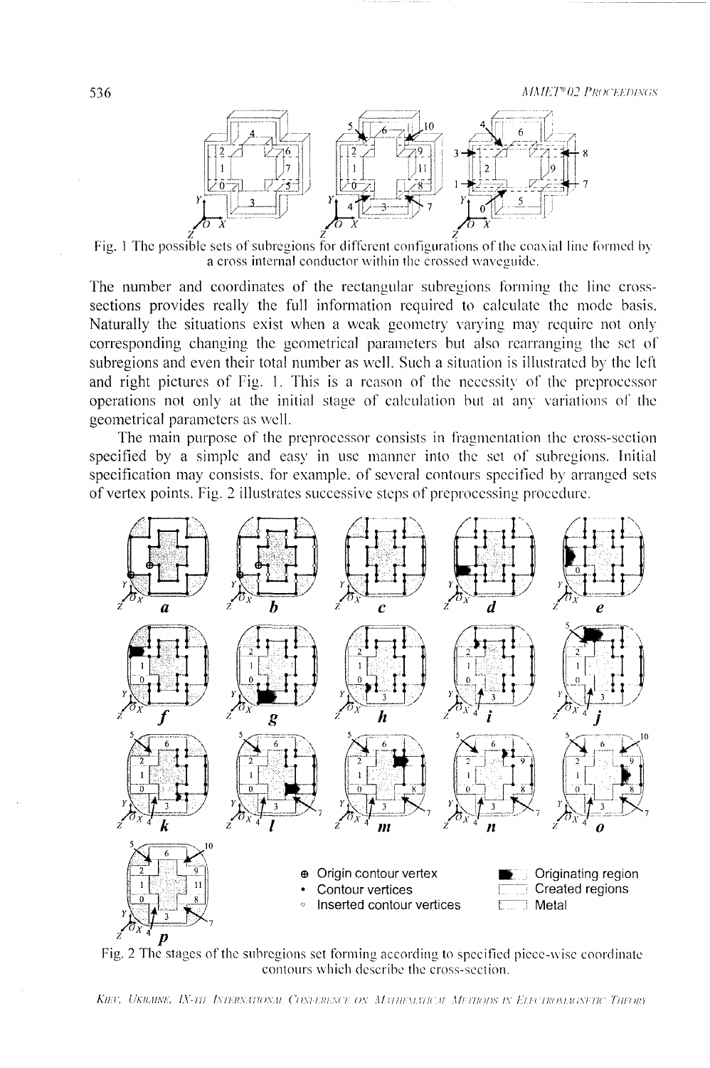Fig. 1 The possible sets of subregions for different configurations of the coaxial line formed by a cross internal conductor within the crossed waveguide.

The number and coordinates of the rectangular subregions forming the line cross-sections provides really the full information required to calculate the mode basis. Naturally the situations exist when a weak geometry varying may require not only corresponding changing the geometrical parameters but also rearranging the set of subregions and even their total number as well. Such a situation is illustrated by the left and right pictures of Fig. 1. This is a reason of the necessity of the preprocessor operations not only at the initial stage of calculation but at any variations of the geometrical parameters as well.

The main purpose of the preprocessor consists in fragmentation the cross-section specified by a simple and easy in use manner into the set of subregions. Initial specification may consists, for example, of several contours specified by arranged sets of vertex points. Fig. 2 illustrates successive steps of preprocessing procedure.

Fig. 2 The stages of the subregions set forming according to specified piece-wise coordinate contours which describe the cross-section.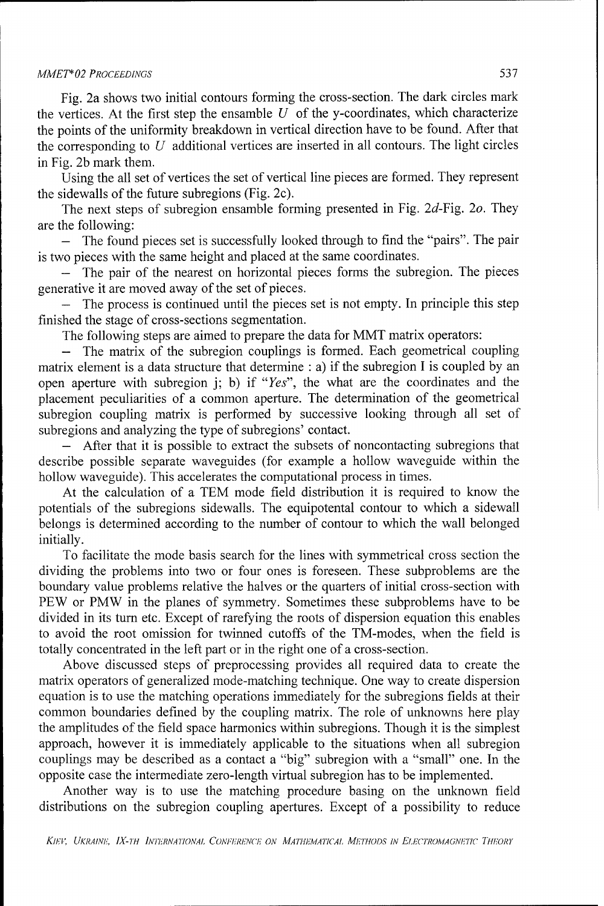Fig. 2a shows two initial contours forming the cross-section. The dark circles mark the vertices. At the first step the ensamble $U$ of the y-coordinates, which characterize the points of the uniformity breakdown in vertical direction have to be found. After that the corresponding to $U$ additional vertices are inserted in all contours. The light circles in Fig. 2b mark them.

Using the all set of vertices the set of vertical line pieces are formed. They represent the sidewalls of the future subregions (Fig. 2c).

The next steps of subregion ensamble forming presented in Fig. 2*d*-Fig. 2*o*. They are the following:

- The found pieces set is successfully looked through to find the "pairs". The pair is two pieces with the same height and placed at the same coordinates.
- The pair of the nearest on horizontal pieces forms the subregion. The pieces generative it are moved away of the set of pieces.
- The process is continued until the pieces set is not empty. In principle this step finished the stage of cross-sections segmentation.

The following steps are aimed to prepare the data for MMT matrix operators:

- The matrix of the subregion couplings is formed. Each geometrical coupling matrix element is a data structure that determine : a) if the subregion I is coupled by an open aperture with subregion j; b) if "*Yes*", the what are the coordinates and the placement peculiarities of a common aperture. The determination of the geometrical subregion coupling matrix is performed by successive looking through all set of subregions and analyzing the type of subregions' contact.
- After that it is possible to extract the subsets of noncontacting subregions that describe possible separate waveguides (for example a hollow waveguide within the hollow waveguide). This accelerates the computational process in times.

At the calculation of a TEM mode field distribution it is required to know the potentials of the subregions sidewalls. The equipotental contour to which a sidewall belongs is determined according to the number of contour to which the wall belonged initially.

To facilitate the mode basis search for the lines with symmetrical cross section the dividing the problems into two or four ones is foreseen. These subproblems are the boundary value problems relative the halves or the quarters of initial cross-section with PEW or PMW in the planes of symmetry. Sometimes these subproblems have to be divided in its turn etc. Except of rarefying the roots of dispersion equation this enables to avoid the root omission for twinned cutoffs of the TM-modes, when the field is totally concentrated in the left part or in the right one of a cross-section.

Above discussed steps of preprocessing provides all required data to create the matrix operators of generalized mode-matching technique. One way to create dispersion equation is to use the matching operations immediately for the subregions fields at their common boundaries defined by the coupling matrix. The role of unknowns here play the amplitudes of the field space harmonics within subregions. Though it is the simplest approach, however it is immediately applicable to the situations when all subregion couplings may be described as a contact a "big" subregion with a "small" one. In the opposite case the intermediate zero-length virtual subregion has to be implemented.

Another way is to use the matching procedure basing on the unknown field distributions on the subregion coupling apertures. Except of a possibility to reduce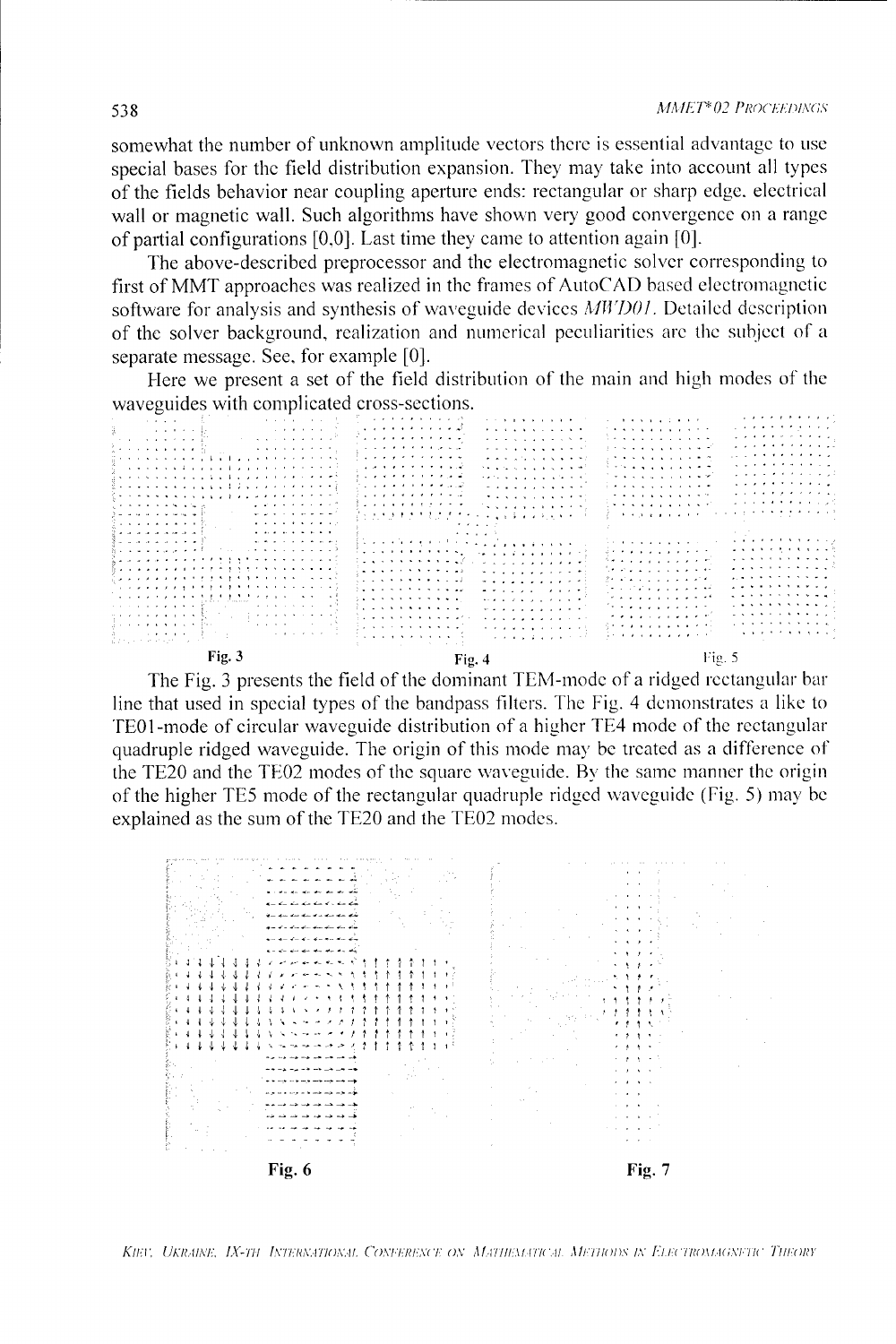somewhat the number of unknown amplitude vectors there is essential advantage to use special bases for the field distribution expansion. They may take into account all types of the fields behavior near coupling aperture ends: rectangular or sharp edge, electrical wall or magnetic wall. Such algorithms have shown very good convergence on a range of partial configurations [0,0]. Last time they came to attention again [0].

The above-described preprocessor and the electromagnetic solver corresponding to first of MMT approaches was realized in the frames of AutoCAD based electromagnetic software for analysis and synthesis of waveguide devices *MWD01*. Detailed description of the solver background, realization and numerical peculiarities are the subject of a separate message. See, for example [0].

Here we present a set of the field distribution of the main and high modes of the waveguides with complicated cross-sections.

**Fig. 3** **Fig. 4** Fig. 5

The Fig. 3 presents the field of the dominant TEM-mode of a ridged rectangular bar line that used in special types of the bandpass filters. The Fig. 4 demonstrates a like to TE01-mode of circular waveguide distribution of a higher TE4 mode of the rectangular quadruple ridged waveguide. The origin of this mode may be treated as a difference of the TE20 and the TE02 modes of the square waveguide. By the same manner the origin of the higher TE5 mode of the rectangular quadruple ridged waveguide (Fig. 5) may be explained as the sum of the TE20 and the TE02 modes.

**Fig. 6** **Fig. 7**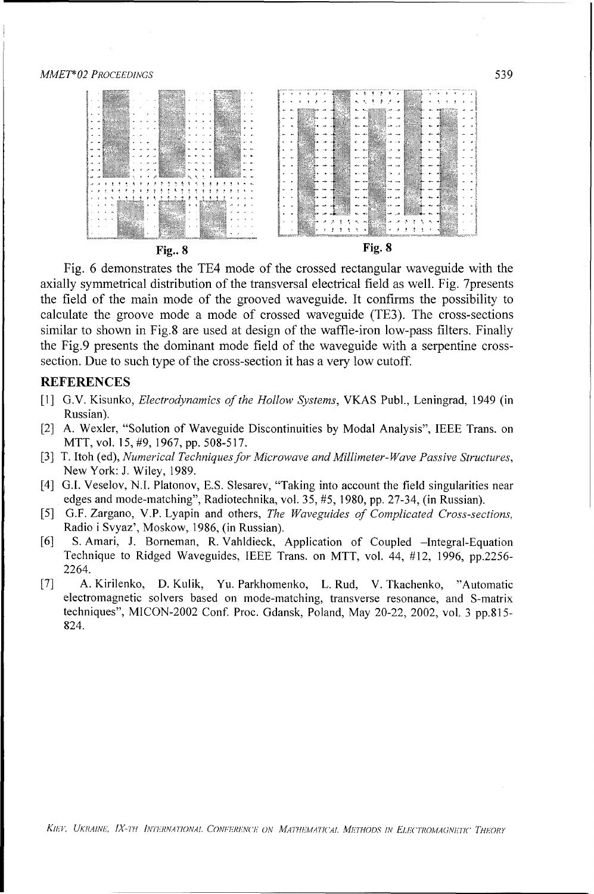Fig.. 8

Fig. 8

Fig. 6 demonstrates the TE4 mode of the crossed rectangular waveguide with the axially symmetrical distribution of the transversal electrical field as well. Fig. 7presents the field of the main mode of the grooved waveguide. It confirms the possibility to calculate the groove mode a mode of crossed waveguide (TE3). The cross-sections similar to shown in Fig.8 are used at design of the waffle-iron low-pass filters. Finally the Fig.9 presents the dominant mode field of the waveguide with a serpentine cross-section. Due to such type of the cross-section it has a very low cutoff.

## REFERENCES

[1] G.V. Kisunko, *Electrodynamics of the Hollow Systems*, VKAS Publ., Leningrad, 1949 (in Russian).

[2] A. Wexler, "Solution of Waveguide Discontinuities by Modal Analysis", IEEE Trans. on MTT, vol. 15, #9, 1967, pp. 508-517.

[3] T. Itoh (ed), *Numerical Techniques for Microwave and Millimeter-Wave Passive Structures*, New York: J. Wiley, 1989.

[4] G.I. Veselov, N.I. Platonov, E.S. Slesarev, "Taking into account the field singularities near edges and mode-matching", Radiotechnika, vol. 35, #5, 1980, pp. 27-34, (in Russian).

[5] G.F. Zargano, V.P. Lyapin and others, *The Waveguides of Complicated Cross-sections,* Radio i Svyaz', Moskow, 1986, (in Russian).

[6] S. Amari, J. Borneman, R. Vahldieck, Application of Coupled –Integral-Equation Technique to Ridged Waveguides, IEEE Trans. on MTT, vol. 44, #12, 1996, pp.2256-2264.

[7] A. Kirilenko, D. Kulik, Yu. Parkhomenko, L. Rud, V. Tkachenko, "Automatic electromagnetic solvers based on mode-matching, transverse resonance, and S-matrix techniques", MICON-2002 Conf. Proc. Gdansk, Poland, May 20-22, 2002, vol. 3 pp.815-824.